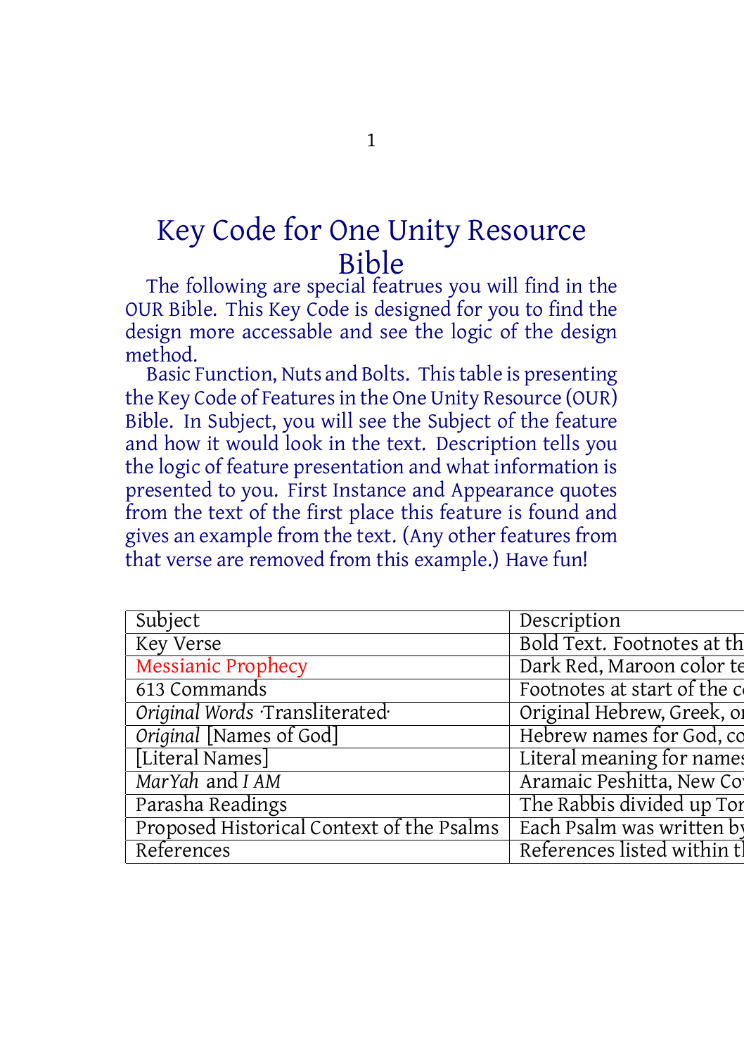# Key Code for One Unity Resource Bible

The following are special featrues you will find in the OUR Bible. This Key Code is designed for you to find the design more accessable and see the logic of the design method.

Basic Function, Nuts and Bolts. This table is presenting the Key Code of Features in the One Unity Resource (OUR) Bible. In Subject, you will see the Subject of the feature and how it would look in the text. Description tells you the logic of feature presentation and what information is presented to you. First Instance and Appearance quotes from the text of the first place this feature is found and gives an example from the text. (Any other features from that verse are removed from this example.) Have fun!

| Subject | Description |
|---|---|
| Key Verse | Bold Text. Footnotes at th |
| Messianic Prophecy | Dark Red, Maroon color te |
| 613 Commands | Footnotes at start of the co |
| *Original Words* ·Transliterated· | Original Hebrew, Greek, or |
| *Original* [Names of God] | Hebrew names for God, co |
| [Literal Names] | Literal meaning for names |
| *MarYah* and *I AM* | Aramaic Peshitta, New Cov |
| Parasha Readings | The Rabbis divided up Tor |
| Proposed Historical Context of the Psalms | Each Psalm was written by |
| References | References listed within th |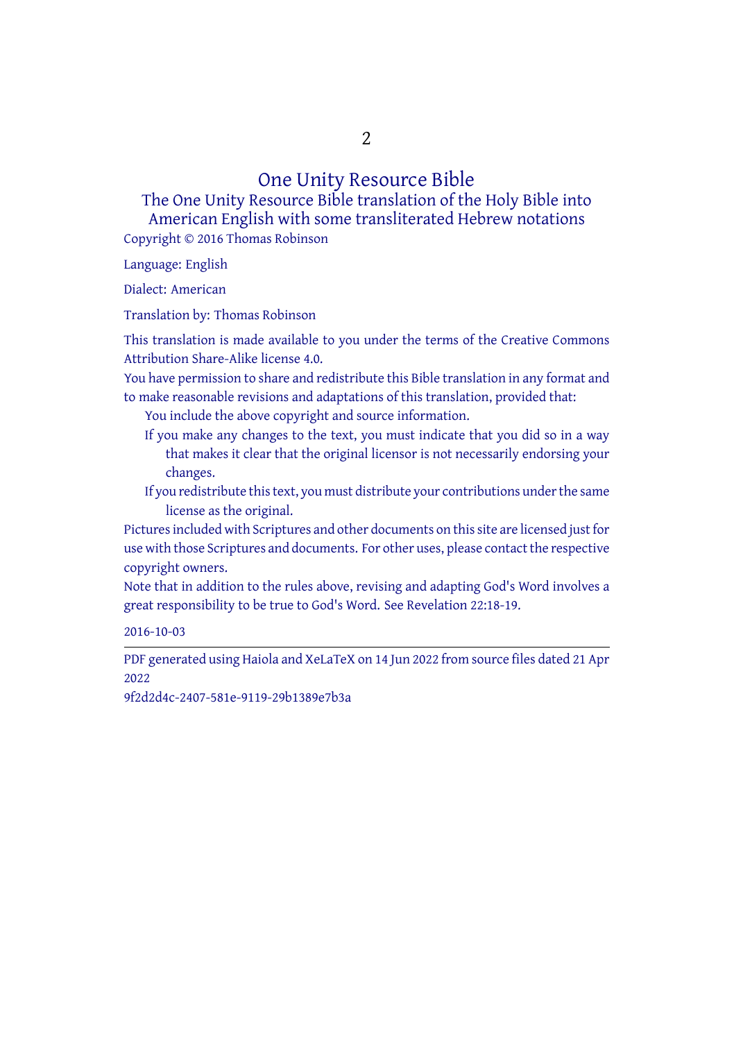# One Unity Resource Bible

## The One Unity Resource Bible translation of the Holy Bible into American English with some transliterated Hebrew notations

Copyright © 2016 Thomas Robinson

Language: English

Dialect: American

Translation by: Thomas Robinson

This translation is made available to you under the terms of the Creative Commons Attribution Share-Alike license 4.0.

You have permission to share and redistribute this Bible translation in any format and to make reasonable revisions and adaptations of this translation, provided that:

- You include the above copyright and source information.
- If you make any changes to the text, you must indicate that you did so in a way that makes it clear that the original licensor is not necessarily endorsing your changes.
- If you redistribute this text, you must distribute your contributions under the same license as the original.

Pictures included with Scriptures and other documents on this site are licensed just for use with those Scriptures and documents. For other uses, please contact the respective copyright owners.

Note that in addition to the rules above, revising and adapting God's Word involves a great responsibility to be true to God's Word. See Revelation 22:18-19.

2016-10-03

---

PDF generated using Haiola and XeLaTeX on 14 Jun 2022 from source files dated 21 Apr 2022

9f2d2d4c-2407-581e-9119-29b1389e7b3a